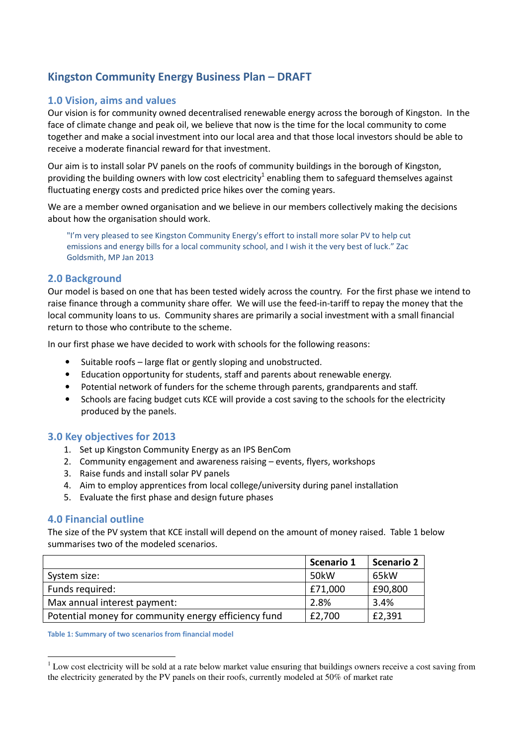# Kingston Community Energy Business Plan – DRAFT

## 1.0 Vision, aims and values

Our vision is for community owned decentralised renewable energy across the borough of Kingston. In the face of climate change and peak oil, we believe that now is the time for the local community to come together and make a social investment into our local area and that those local investors should be able to receive a moderate financial reward for that investment.

Our aim is to install solar PV panels on the roofs of community buildings in the borough of Kingston, providing the building owners with low cost electricity[1] enabling them to safeguard themselves against fluctuating energy costs and predicted price hikes over the coming years.

We are a member owned organisation and we believe in our members collectively making the decisions about how the organisation should work.

> "I'm very pleased to see Kingston Community Energy's effort to install more solar PV to help cut emissions and energy bills for a local community school, and I wish it the very best of luck." Zac Goldsmith, MP Jan 2013

## 2.0 Background

Our model is based on one that has been tested widely across the country. For the first phase we intend to raise finance through a community share offer. We will use the feed-in-tariff to repay the money that the local community loans to us. Community shares are primarily a social investment with a small financial return to those who contribute to the scheme.

In our first phase we have decided to work with schools for the following reasons:

- Suitable roofs – large flat or gently sloping and unobstructed.
- Education opportunity for students, staff and parents about renewable energy.
- Potential network of funders for the scheme through parents, grandparents and staff.
- Schools are facing budget cuts KCE will provide a cost saving to the schools for the electricity produced by the panels.

## 3.0 Key objectives for 2013

1. Set up Kingston Community Energy as an IPS BenCom
2. Community engagement and awareness raising – events, flyers, workshops
3. Raise funds and install solar PV panels
4. Aim to employ apprentices from local college/university during panel installation
5. Evaluate the first phase and design future phases

## 4.0 Financial outline

The size of the PV system that KCE install will depend on the amount of money raised. Table 1 below summarises two of the modeled scenarios.

| | Scenario 1 | Scenario 2 |
|---|---|---|
| System size: | 50kW | 65kW |
| Funds required: | £71,000 | £90,800 |
| Max annual interest payment: | 2.8% | 3.4% |
| Potential money for community energy efficiency fund | £2,700 | £2,391 |

Table 1: Summary of two scenarios from financial model

[1] Low cost electricity will be sold at a rate below market value ensuring that buildings owners receive a cost saving from the electricity generated by the PV panels on their roofs, currently modeled at 50% of market rate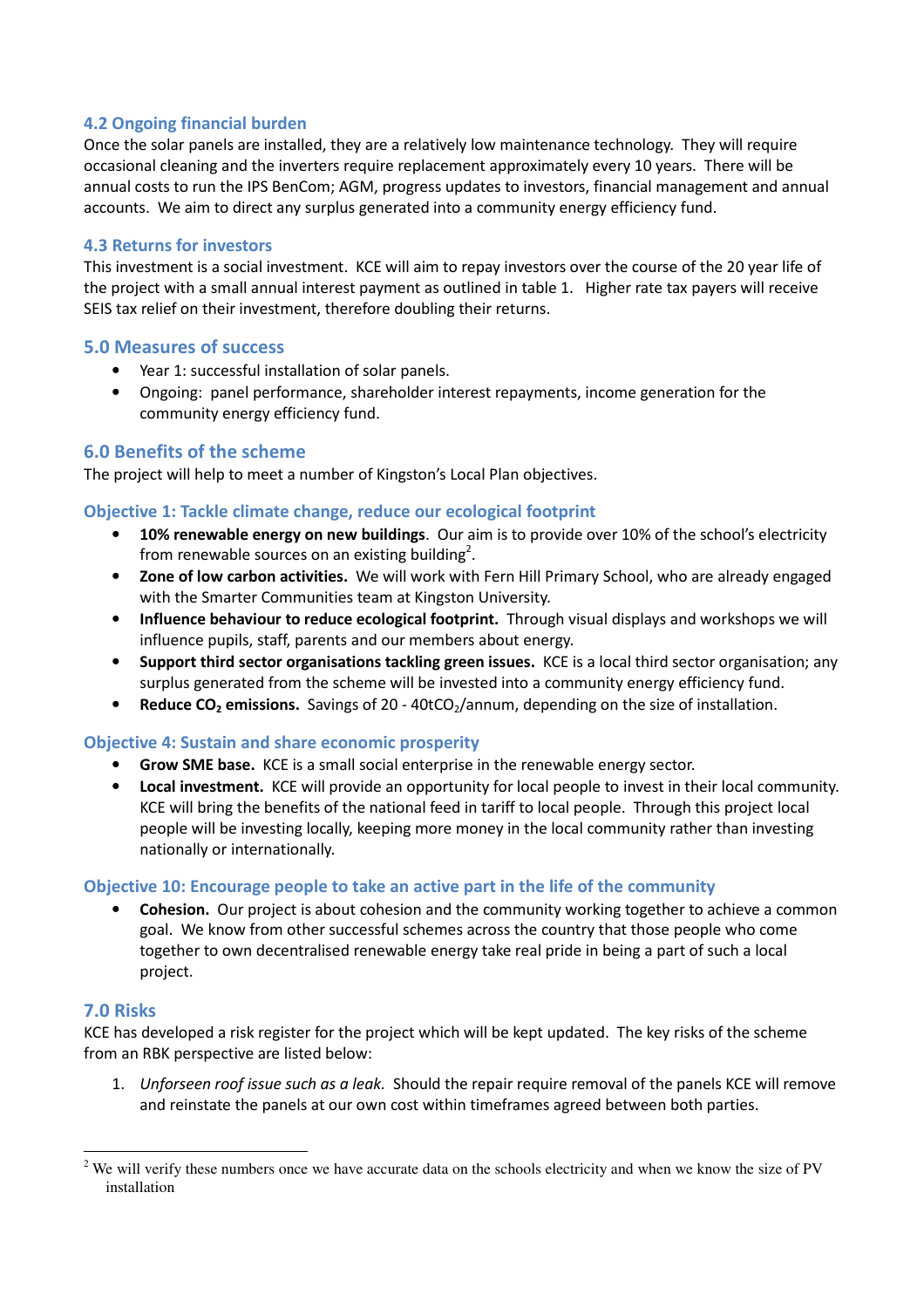## 4.2 Ongoing financial burden

Once the solar panels are installed, they are a relatively low maintenance technology. They will require occasional cleaning and the inverters require replacement approximately every 10 years. There will be annual costs to run the IPS BenCom; AGM, progress updates to investors, financial management and annual accounts. We aim to direct any surplus generated into a community energy efficiency fund.

## 4.3 Returns for investors

This investment is a social investment. KCE will aim to repay investors over the course of the 20 year life of the project with a small annual interest payment as outlined in table 1. Higher rate tax payers will receive SEIS tax relief on their investment, therefore doubling their returns.

# 5.0 Measures of success

- Year 1: successful installation of solar panels.
- Ongoing: panel performance, shareholder interest repayments, income generation for the community energy efficiency fund.

# 6.0 Benefits of the scheme

The project will help to meet a number of Kingston's Local Plan objectives.

### Objective 1: Tackle climate change, reduce our ecological footprint

- **10% renewable energy on new buildings**. Our aim is to provide over 10% of the school's electricity from renewable sources on an existing building[2].
- **Zone of low carbon activities.** We will work with Fern Hill Primary School, who are already engaged with the Smarter Communities team at Kingston University.
- **Influence behaviour to reduce ecological footprint.** Through visual displays and workshops we will influence pupils, staff, parents and our members about energy.
- **Support third sector organisations tackling green issues.** KCE is a local third sector organisation; any surplus generated from the scheme will be invested into a community energy efficiency fund.
- **Reduce $CO_2$ emissions.** Savings of 20 - 40t$CO_2$/annum, depending on the size of installation.

### Objective 4: Sustain and share economic prosperity

- **Grow SME base.** KCE is a small social enterprise in the renewable energy sector.
- **Local investment.** KCE will provide an opportunity for local people to invest in their local community. KCE will bring the benefits of the national feed in tariff to local people. Through this project local people will be investing locally, keeping more money in the local community rather than investing nationally or internationally.

### Objective 10: Encourage people to take an active part in the life of the community

- **Cohesion.** Our project is about cohesion and the community working together to achieve a common goal. We know from other successful schemes across the country that those people who come together to own decentralised renewable energy take real pride in being a part of such a local project.

# 7.0 Risks

KCE has developed a risk register for the project which will be kept updated. The key risks of the scheme from an RBK perspective are listed below:

1. *Unforseen roof issue such as a leak.* Should the repair require removal of the panels KCE will remove and reinstate the panels at our own cost within timeframes agreed between both parties.

---

[2] We will verify these numbers once we have accurate data on the schools electricity and when we know the size of PV installation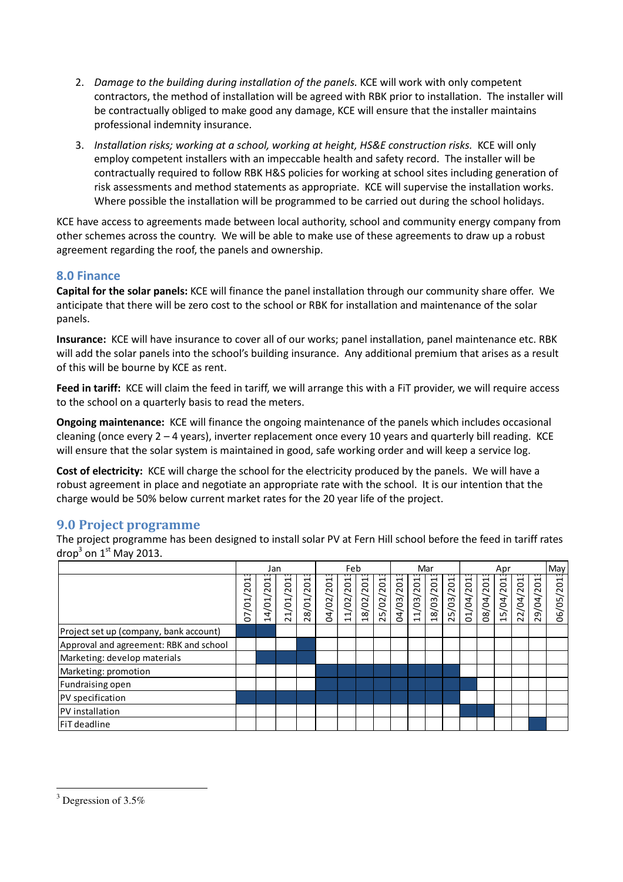2. *Damage to the building during installation of the panels.* KCE will work with only competent contractors, the method of installation will be agreed with RBK prior to installation. The installer will be contractually obliged to make good any damage, KCE will ensure that the installer maintains professional indemnity insurance.

3. *Installation risks; working at a school, working at height, HS&E construction risks.* KCE will only employ competent installers with an impeccable health and safety record. The installer will be contractually required to follow RBK H&S policies for working at school sites including generation of risk assessments and method statements as appropriate. KCE will supervise the installation works. Where possible the installation will be programmed to be carried out during the school holidays.

KCE have access to agreements made between local authority, school and community energy company from other schemes across the country. We will be able to make use of these agreements to draw up a robust agreement regarding the roof, the panels and ownership.

## 8.0 Finance

**Capital for the solar panels:** KCE will finance the panel installation through our community share offer. We anticipate that there will be zero cost to the school or RBK for installation and maintenance of the solar panels.

**Insurance:** KCE will have insurance to cover all of our works; panel installation, panel maintenance etc. RBK will add the solar panels into the school's building insurance. Any additional premium that arises as a result of this will be bourne by KCE as rent.

**Feed in tariff:** KCE will claim the feed in tariff, we will arrange this with a FiT provider, we will require access to the school on a quarterly basis to read the meters.

**Ongoing maintenance:** KCE will finance the ongoing maintenance of the panels which includes occasional cleaning (once every 2 – 4 years), inverter replacement once every 10 years and quarterly bill reading. KCE will ensure that the solar system is maintained in good, safe working order and will keep a service log.

**Cost of electricity:** KCE will charge the school for the electricity produced by the panels. We will have a robust agreement in place and negotiate an appropriate rate with the school. It is our intention that the charge would be 50% below current market rates for the 20 year life of the project.

## 9.0 Project programme

The project programme has been designed to install solar PV at Fern Hill school before the feed in tariff rates drop[3] on 1st May 2013.

| | Jan | | | | Feb | | | | Mar | | | | Apr | | | | | May |
|---|---|---|---|---|---|---|---|---|---|---|---|---|---|---|---|---|---|---|
| | 07/01/201 | 14/01/201 | 21/01/201 | 28/01/201 | 04/02/201 | 11/02/201 | 18/02/201 | 25/02/201 | 04/03/201 | 11/03/201 | 18/03/201 | 25/03/201 | 01/04/201 | 08/04/201 | 15/04/201 | 22/04/201 | 29/04/201 | 06/05/201 |
| Project set up (company, bank account) | ■ | ■ | | | | | | | | | | | | | | | | |
| Approval and agreement: RBK and school | | | | ■ | | | | | | | | | | | | | | |
| Marketing: develop materials | | ■ | ■ | ■ | | | | | | | | | | | | | | |
| Marketing: promotion | | | | | ■ | ■ | ■ | ■ | ■ | ■ | ■ | ■ | | | | | | |
| Fundraising open | | | | | ■ | ■ | ■ | ■ | ■ | ■ | ■ | ■ | ■ | | | | | |
| PV specification | ■ | ■ | ■ | ■ | ■ | ■ | ■ | ■ | ■ | ■ | ■ | ■ | | | | | | |
| PV installation | | | | | | | | | | | | | ■ | ■ | | | | |
| FiT deadline | | | | | | | | | | | | | | | | | ■ | |

[3] Degression of 3.5%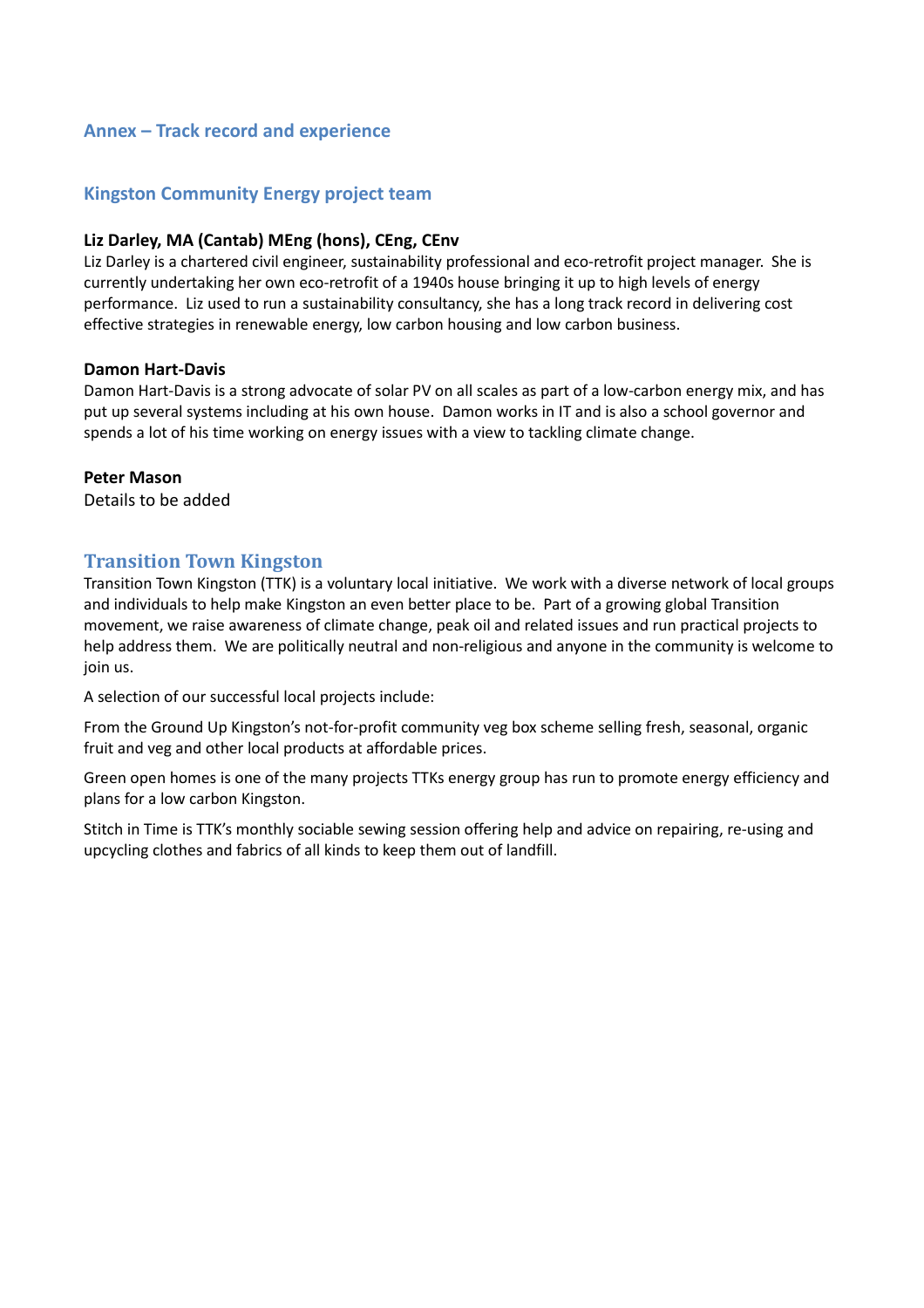## Annex – Track record and experience

## Kingston Community Energy project team

**Liz Darley, MA (Cantab) MEng (hons), CEng, CEnv**

Liz Darley is a chartered civil engineer, sustainability professional and eco-retrofit project manager. She is currently undertaking her own eco-retrofit of a 1940s house bringing it up to high levels of energy performance. Liz used to run a sustainability consultancy, she has a long track record in delivering cost effective strategies in renewable energy, low carbon housing and low carbon business.

**Damon Hart-Davis**

Damon Hart-Davis is a strong advocate of solar PV on all scales as part of a low-carbon energy mix, and has put up several systems including at his own house. Damon works in IT and is also a school governor and spends a lot of his time working on energy issues with a view to tackling climate change.

**Peter Mason**

Details to be added

## Transition Town Kingston

Transition Town Kingston (TTK) is a voluntary local initiative. We work with a diverse network of local groups and individuals to help make Kingston an even better place to be. Part of a growing global Transition movement, we raise awareness of climate change, peak oil and related issues and run practical projects to help address them. We are politically neutral and non-religious and anyone in the community is welcome to join us.

A selection of our successful local projects include:

From the Ground Up Kingston's not-for-profit community veg box scheme selling fresh, seasonal, organic fruit and veg and other local products at affordable prices.

Green open homes is one of the many projects TTKs energy group has run to promote energy efficiency and plans for a low carbon Kingston.

Stitch in Time is TTK's monthly sociable sewing session offering help and advice on repairing, re-using and upcycling clothes and fabrics of all kinds to keep them out of landfill.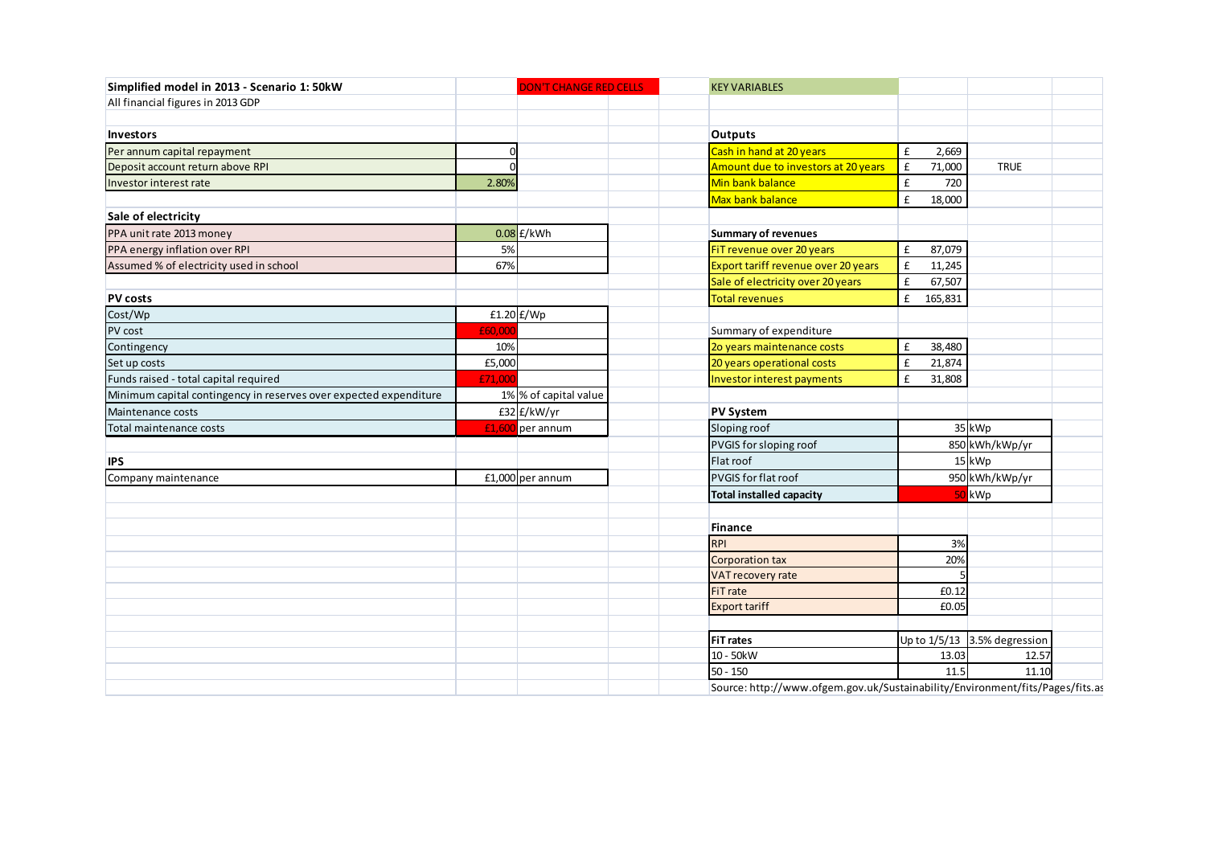**Simplified model in 2013 - Scenario 1: 50kW** | DON'T CHANGE RED CELLS

All financial figures in 2013 GDP

| **Investors** | | |
|---|---|---|
| Per annum capital repayment | 0 | |
| Deposit account return above RPI | 0 | |
| Investor interest rate | 2.80% | |

| **Sale of electricity** | | |
|---|---|---|
| PPA unit rate 2013 money | 0.08 | £/kWh |
| PPA energy inflation over RPI | 5% | |
| Assumed % of electricity used in school | 67% | |

| **PV costs** | | |
|---|---|---|
| Cost/Wp | £1.20 | £/Wp |
| PV cost | £60,000 | |
| Contingency | 10% | |
| Set up costs | £5,000 | |
| Funds raised - total capital required | £71,000 | |
| Minimum capital contingency in reserves over expected expenditure | 1% | % of capital value |
| Maintenance costs | £32 | £/kW/yr |
| Total maintenance costs | £1,600 | per annum |

| **IPS** | | |
|---|---|---|
| Company maintenance | £1,000 | per annum |

**KEY VARIABLES**

| **Outputs** | | |
|---|---|---|
| Cash in hand at 20 years | £ 2,669 | |
| Amount due to investors at 20 years | £ 71,000 | TRUE |
| Min bank balance | £ 720 | |
| Max bank balance | £ 18,000 | |

| **Summary of revenues** | |
|---|---|
| FiT revenue over 20 years | £ 87,079 |
| Export tariff revenue over 20 years | £ 11,245 |
| Sale of electricity over 20 years | £ 67,507 |
| Total revenues | £ 165,831 |

| Summary of expenditure | |
|---|---|
| 2o years maintenance costs | £ 38,480 |
| 20 years operational costs | £ 21,874 |
| Investor interest payments | £ 31,808 |

| **PV System** | | |
|---|---|---|
| Sloping roof | 35 | kWp |
| PVGIS for sloping roof | 850 | kWh/kWp/yr |
| Flat roof | 15 | kWp |
| PVGIS for flat roof | 950 | kWh/kWp/yr |
| **Total installed capacity** | 50 | kWp |

| **Finance** | |
|---|---|
| RPI | 3% |
| Corporation tax | 20% |
| VAT recovery rate | 5 |
| FiT rate | £0.12 |
| Export tariff | £0.05 |

| **FiT rates** | Up to 1/5/13 | 3.5% degression |
|---|---|---|
| 10 - 50kW | 13.03 | 12.57 |
| 50 - 150 | 11.5 | 11.10 |

Source: http://www.ofgem.gov.uk/Sustainability/Environment/fits/Pages/fits.as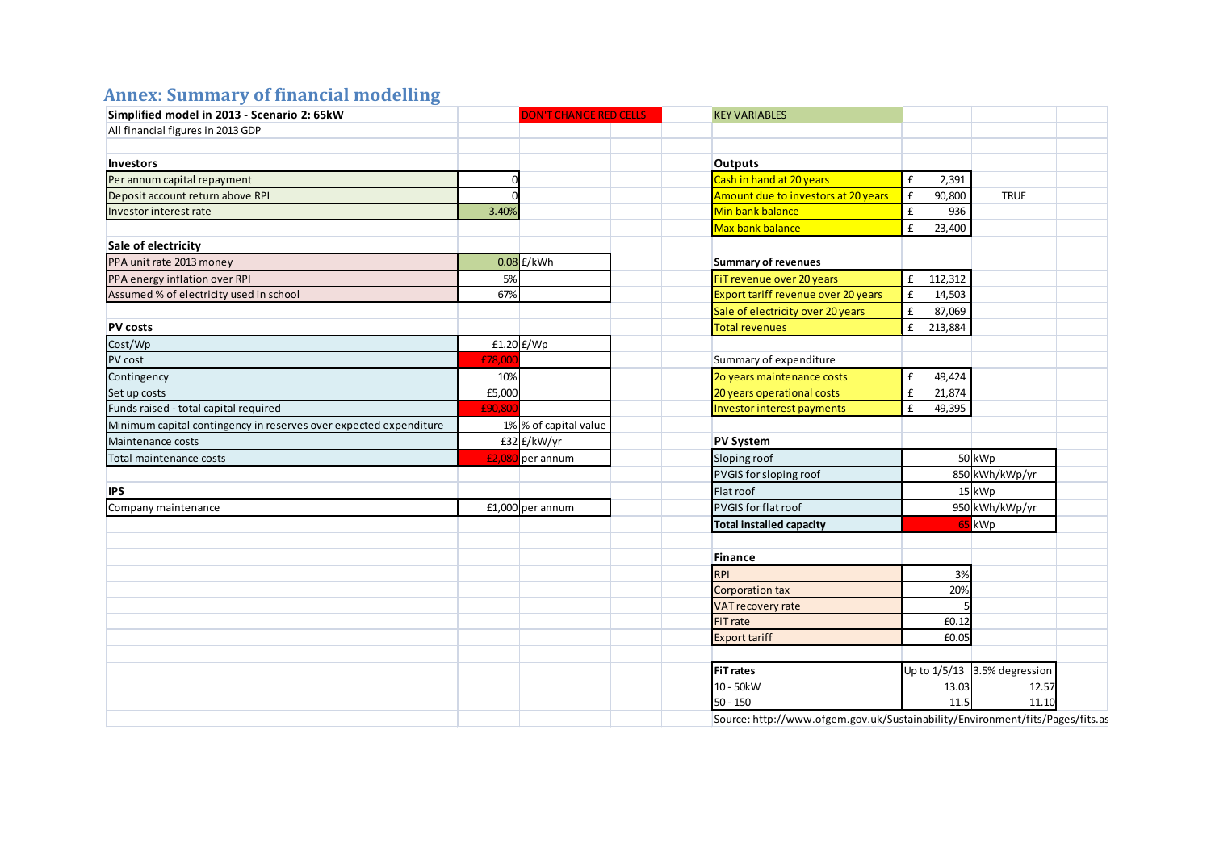## Annex: Summary of financial modelling

| Simplified model in 2013 - Scenario 2: 65kW | | DON'T CHANGE RED CELLS |
|---|---|---|
| All financial figures in 2013 GDP | | |

**Investors**

| | | |
|---|---|---|
| Per annum capital repayment | 0 | |
| Deposit account return above RPI | 0 | |
| Investor interest rate | 3.40% | |

**Sale of electricity**

| | | |
|---|---|---|
| PPA unit rate 2013 money | 0.08 | £/kWh |
| PPA energy inflation over RPI | 5% | |
| Assumed % of electricity used in school | 67% | |

**PV costs**

| | | |
|---|---|---|
| Cost/Wp | £1.20 | £/Wp |
| PV cost | £78,000 | |
| Contingency | 10% | |
| Set up costs | £5,000 | |
| Funds raised - total capital required | £90,800 | |
| Minimum capital contingency in reserves over expected expenditure | 1% | % of capital value |
| Maintenance costs | £32 | £/kW/yr |
| Total maintenance costs | £2,080 | per annum |

**IPS**

| | | |
|---|---|---|
| Company maintenance | £1,000 | per annum |

**KEY VARIABLES**

**Outputs**

| | | |
|---|---|---|
| Cash in hand at 20 years | £ 2,391 | |
| Amount due to investors at 20 years | £ 90,800 | TRUE |
| Min bank balance | £ 936 | |
| Max bank balance | £ 23,400 | |

**Summary of revenues**

| | |
|---|---|
| FiT revenue over 20 years | £ 112,312 |
| Export tariff revenue over 20 years | £ 14,503 |
| Sale of electricity over 20 years | £ 87,069 |
| Total revenues | £ 213,884 |

Summary of expenditure

| | |
|---|---|
| 2o years maintenance costs | £ 49,424 |
| 20 years operational costs | £ 21,874 |
| Investor interest payments | £ 49,395 |

**PV System**

| | | |
|---|---|---|
| Sloping roof | 50 | kWp |
| PVGIS for sloping roof | 850 | kWh/kWp/yr |
| Flat roof | 15 | kWp |
| PVGIS for flat roof | 950 | kWh/kWp/yr |
| **Total installed capacity** | 65 | kWp |

**Finance**

| | |
|---|---|
| RPI | 3% |
| Corporation tax | 20% |
| VAT recovery rate | 5 |
| FiT rate | £0.12 |
| Export tariff | £0.05 |

| FiT rates | Up to 1/5/13 | 3.5% degression |
|---|---|---|
| 10 - 50kW | 13.03 | 12.57 |
| 50 - 150 | 11.5 | 11.10 |

Source: http://www.ofgem.gov.uk/Sustainability/Environment/fits/Pages/fits.as